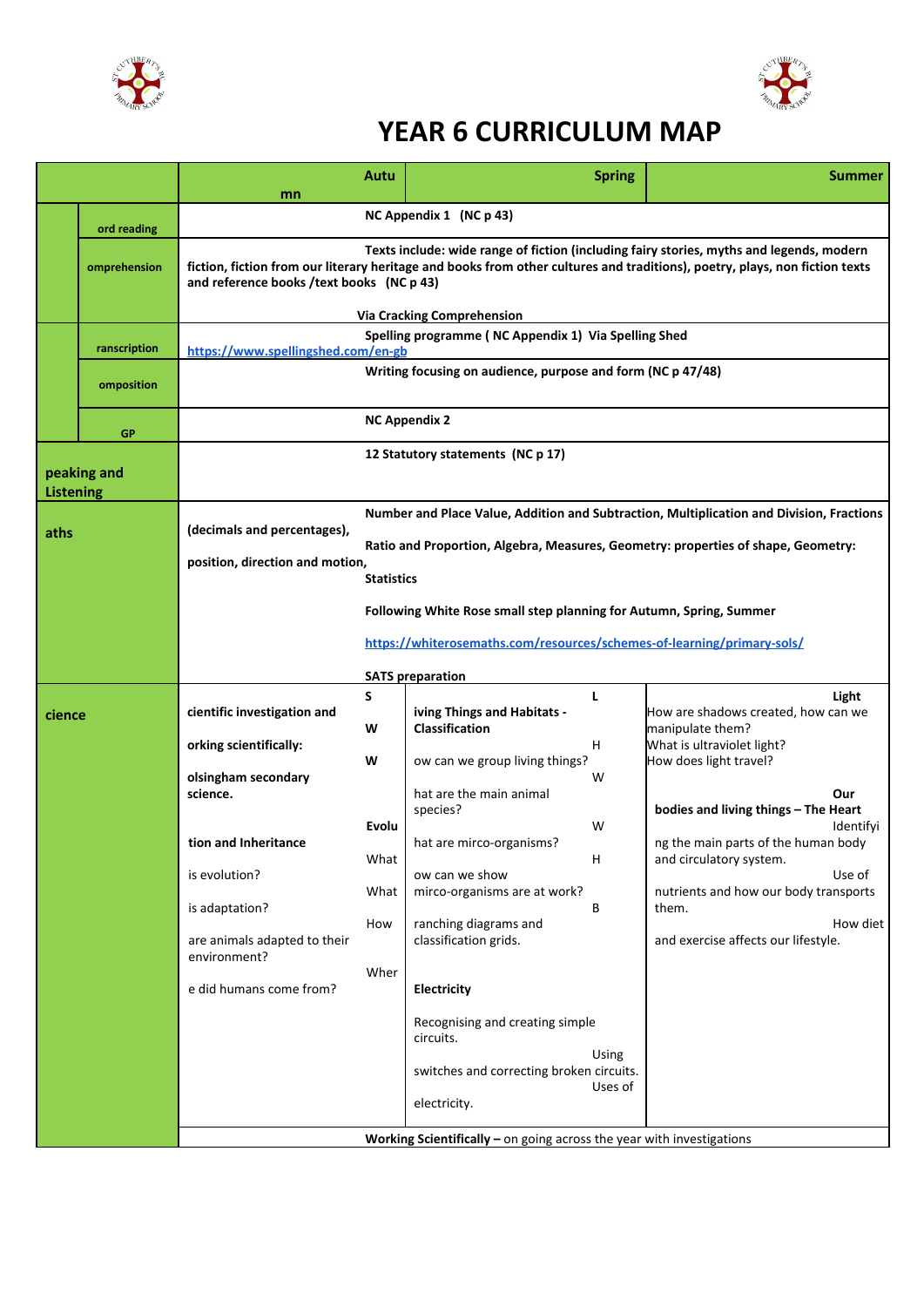# YEAR 6 CURRICULUM MAP

| | | Autumn | Spring | Summer |
|---|---|---|---|---|
| | ord reading | NC Appendix 1 (NC p 43) | | |
| | omprehension | Texts include: wide range of fiction (including fairy stories, myths and legends, modern fiction, fiction from our literary heritage and books from other cultures and traditions), poetry, plays, non fiction texts and reference books /text books (NC p 43)<br><br>Via Cracking Comprehension | | |
| | ranscription | Spelling programme ( NC Appendix 1) Via Spelling Shed https://www.spellingshed.com/en-gb | | |
| | omposition | Writing focusing on audience, purpose and form (NC p 47/48) | | |
| | GP | NC Appendix 2 | | |
| peaking and Listening | | 12 Statutory statements (NC p 17) | | |
| aths | | Number and Place Value, Addition and Subtraction, Multiplication and Division, Fractions (decimals and percentages),<br><br>Ratio and Proportion, Algebra, Measures, Geometry: properties of shape, Geometry: position, direction and motion,<br><br>Statistics<br><br>Following White Rose small step planning for Autumn, Spring, Summer<br><br>https://whiterosemaths.com/resources/schemes-of-learning/primary-sols/<br><br>SATS preparation | | |
| cience | | **Scientific investigation and Working scientifically:**<br><br>**Wolsingham secondary science.**<br><br>**Evolution and Inheritance**<br><br>What is evolution?<br><br>What is adaptation?<br><br>How are animals adapted to their environment?<br><br>Where did humans come from? | **Living Things and Habitats - Classification**<br><br>How can we group living things?<br><br>What are the main animal species?<br><br>What are mirco-organisms?<br><br>How can we show mirco-organisms are at work?<br><br>Branching diagrams and classification grids.<br><br>**Electricity**<br><br>Recognising and creating simple circuits.<br><br>Using switches and correcting broken circuits.<br><br>Uses of electricity. | **Light**<br><br>How are shadows created, how can we manipulate them?<br><br>What is ultraviolet light?<br><br>How does light travel?<br><br>**Our bodies and living things – The Heart**<br><br>Identifying the main parts of the human body and circulatory system.<br><br>Use of nutrients and how our body transports them.<br><br>How diet and exercise affects our lifestyle. |
| | | **Working Scientifically** – on going across the year with investigations | | |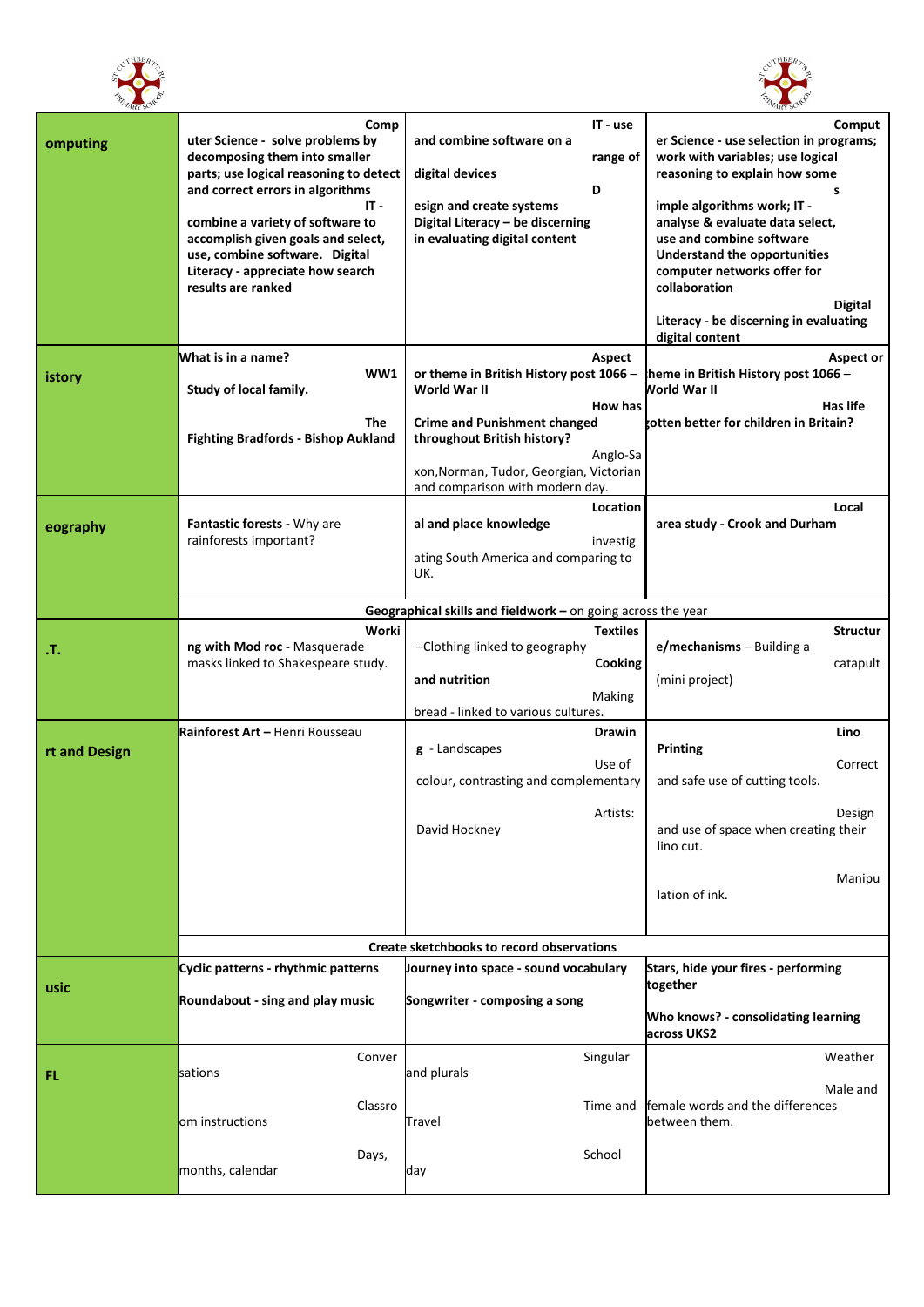| | | | |
|---|---|---|---|
| **omputing** | **Computer Science - solve problems by decomposing them into smaller parts; use logical reasoning to detect and correct errors in algorithms IT - combine a variety of software to accomplish given goals and select, use, combine software. Digital Literacy - appreciate how search results are ranked** | **IT - use and combine software on a range of digital devices Design and create systems Digital Literacy – be discerning in evaluating digital content** | **Computer Science - use selection in programs; work with variables; use logical reasoning to explain how some simple algorithms work; IT - analyse & evaluate data select, use and combine software Understand the opportunities computer networks offer for collaboration Digital Literacy - be discerning in evaluating digital content** |
| **istory** | **What is in a name? WW1 Study of local family.** **The Fighting Bradfords - Bishop Auckland** | **Aspect or theme in British History post 1066 – World War II** **How has Crime and Punishment changed throughout British history?** Anglo-Saxon,Norman, Tudor, Georgian, Victorian and comparison with modern day. | **Aspect or theme in British History post 1066 – World War II** **Has life gotten better for children in Britain?** |
| **eography** | **Fantastic forests** - Why are rainforests important? | **Locational and place knowledge** investigating South America and comparing to UK. | **Local area study - Crook and Durham** |
| | **Geographical skills and fieldwork** – on going across the year | | |
| **.T.** | **Working with Mod roc** - Masquerade masks linked to Shakespeare study. | **Textiles** –Clothing linked to geography **Cooking and nutrition** Making bread - linked to various cultures. | **Structure/mechanisms** – Building a catapult (mini project) |
| **rt and Design** | **Rainforest Art** – Henri Rousseau | **Drawing** - Landscapes Use of colour, contrasting and complementary Artists: David Hockney | **Lino Printing** Correct and safe use of cutting tools. Design and use of space when creating their lino cut. Manipulation of ink. |
| | **Create sketchbooks to record observations** | | |
| **usic** | **Cyclic patterns - rhythmic patterns** **Roundabout - sing and play music** | **Journey into space - sound vocabulary** **Songwriter - composing a song** | **Stars, hide your fires - performing together** **Who knows? - consolidating learning across UKS2** |
| **FL** | Conversations Classroom instructions Days, months, calendar | Singular and plurals Time and Travel School day | Weather Male and female words and the differences between them. |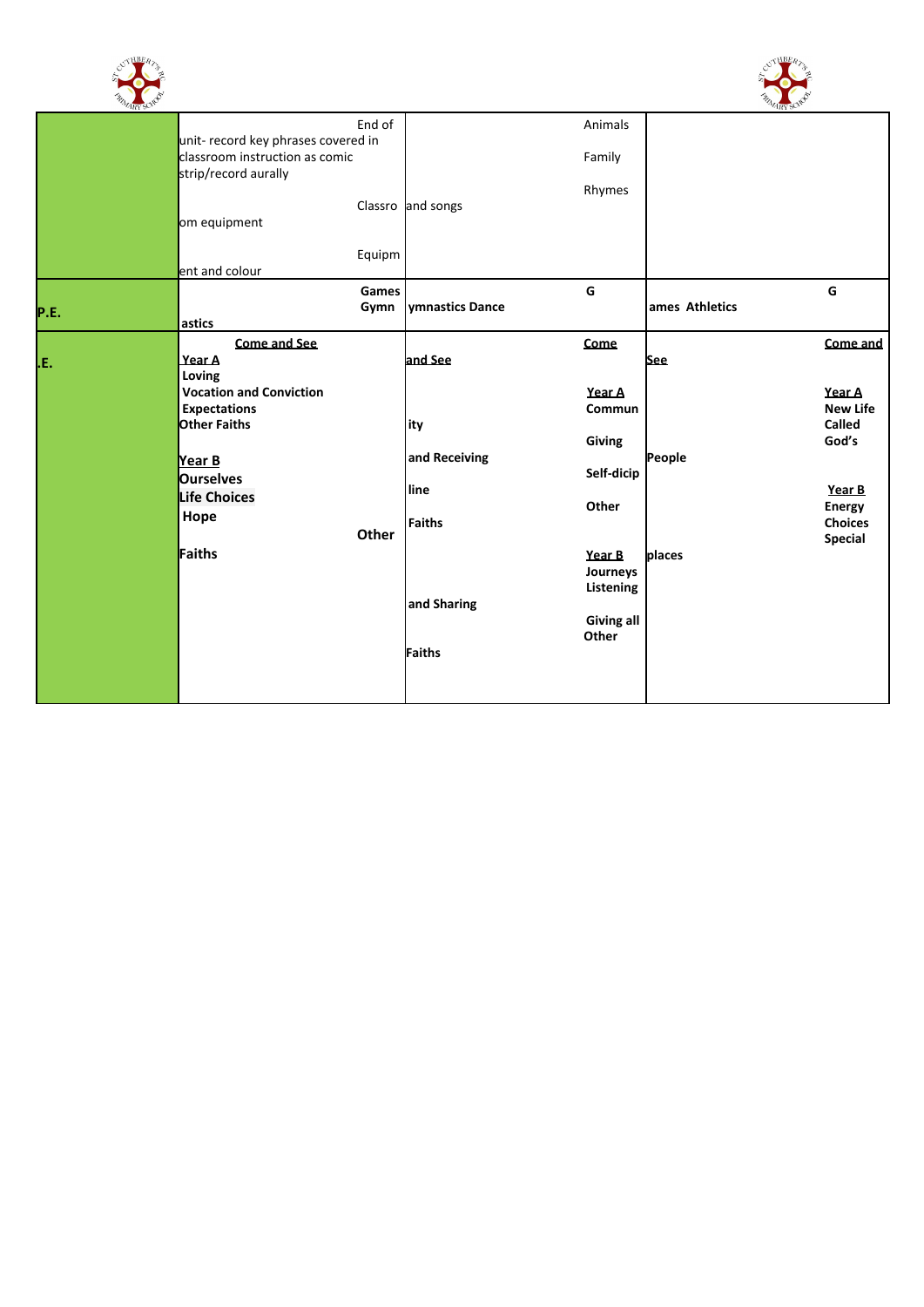| | | | |
|---|---|---|---|
| | End of unit- record key phrases covered in classroom instruction as comic strip/record aurally Classro om equipment Equipm ent and colour | and songs Animals Family Rhymes | |
| P.E. | Games Gymn astics | ymnastics Dance G | ames Athletics G |
| .E. | **Come and See** **Year A** **Loving** **Vocation and Conviction** **Expectations** **Other Faiths** **Year B** **Ourselves** **Life Choices** **Hope** **Other** **Faiths** | **Come and See** **Year A** **Commun ity** **Giving and Receiving** **Self-dicip line** **Other Faiths** **Year B** **Journeys** **Listening and Sharing** **Giving all** **Other Faiths** | **Come and See** **Year A** **New Life** **Called** **God's People** **Year B** **Energy** **Choices** **Special places** |